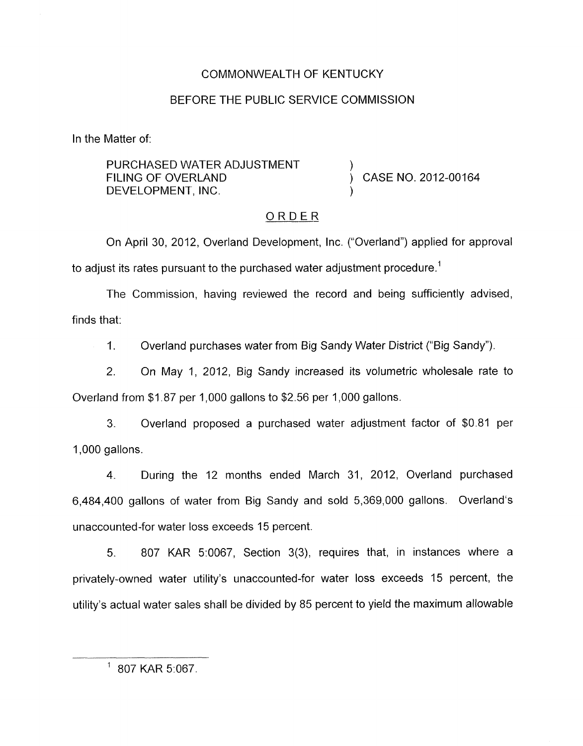COMMONWEALTH OF KENTUCKY

BEFORE THE PUBLIC SERVICE COMMISSION

In the Matter of:

| | | |
|---|---|---|
| PURCHASED WATER ADJUSTMENT FILING OF OVERLAND DEVELOPMENT, INC. | ) ) ) | CASE NO. 2012-00164 |

ORDER

On April 30, 2012, Overland Development, Inc. ("Overland") applied for approval to adjust its rates pursuant to the purchased water adjustment procedure.[1]

The Commission, having reviewed the record and being sufficiently advised, finds that:

1. Overland purchases water from Big Sandy Water District ("Big Sandy").

2. On May 1, 2012, Big Sandy increased its volumetric wholesale rate to Overland from $1.87 per 1,000 gallons to $2.56 per 1,000 gallons.

3. Overland proposed a purchased water adjustment factor of $0.81 per 1,000 gallons.

4. During the 12 months ended March 31, 2012, Overland purchased 6,484,400 gallons of water from Big Sandy and sold 5,369,000 gallons. Overland's unaccounted-for water loss exceeds 15 percent.

5. 807 KAR 5:0067, Section 3(3), requires that, in instances where a privately-owned water utility's unaccounted-for water loss exceeds 15 percent, the utility's actual water sales shall be divided by 85 percent to yield the maximum allowable

[1] 807 KAR 5:067.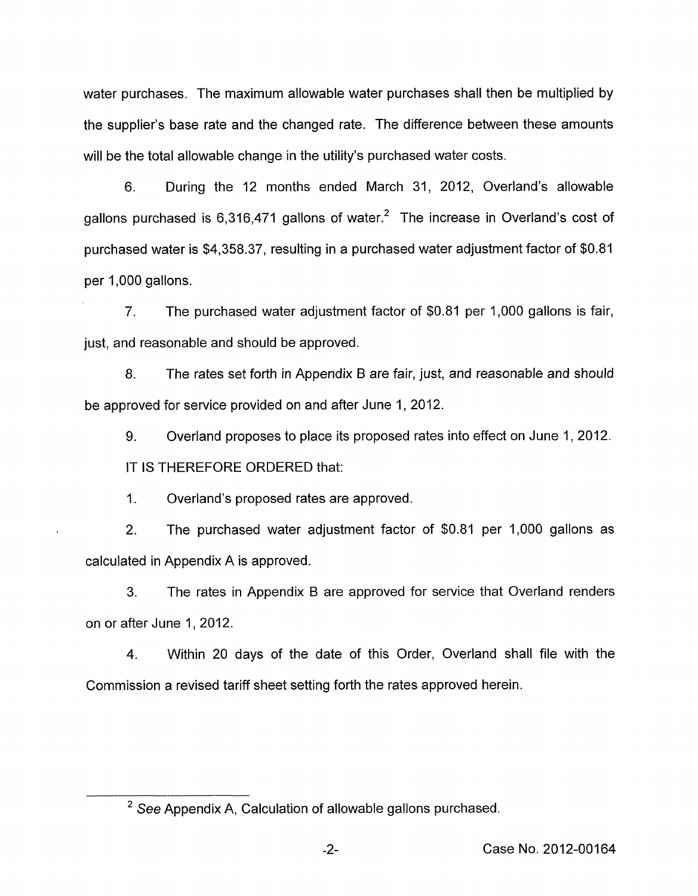water purchases. The maximum allowable water purchases shall then be multiplied by the supplier's base rate and the changed rate. The difference between these amounts will be the total allowable change in the utility's purchased water costs.

6. During the 12 months ended March 31, 2012, Overland's allowable gallons purchased is 6,316,471 gallons of water.[2] The increase in Overland's cost of purchased water is $4,358.37, resulting in a purchased water adjustment factor of $0.81 per 1,000 gallons.

7. The purchased water adjustment factor of $0.81 per 1,000 gallons is fair, just, and reasonable and should be approved.

8. The rates set forth in Appendix B are fair, just, and reasonable and should be approved for service provided on and after June 1, 2012.

9. Overland proposes to place its proposed rates into effect on June 1, 2012.

IT IS THEREFORE ORDERED that:

1. Overland's proposed rates are approved.

2. The purchased water adjustment factor of $0.81 per 1,000 gallons as calculated in Appendix A is approved.

3. The rates in Appendix B are approved for service that Overland renders on or after June 1, 2012.

4. Within 20 days of the date of this Order, Overland shall file with the Commission a revised tariff sheet setting forth the rates approved herein.

---

[2] *See* Appendix A, Calculation of allowable gallons purchased.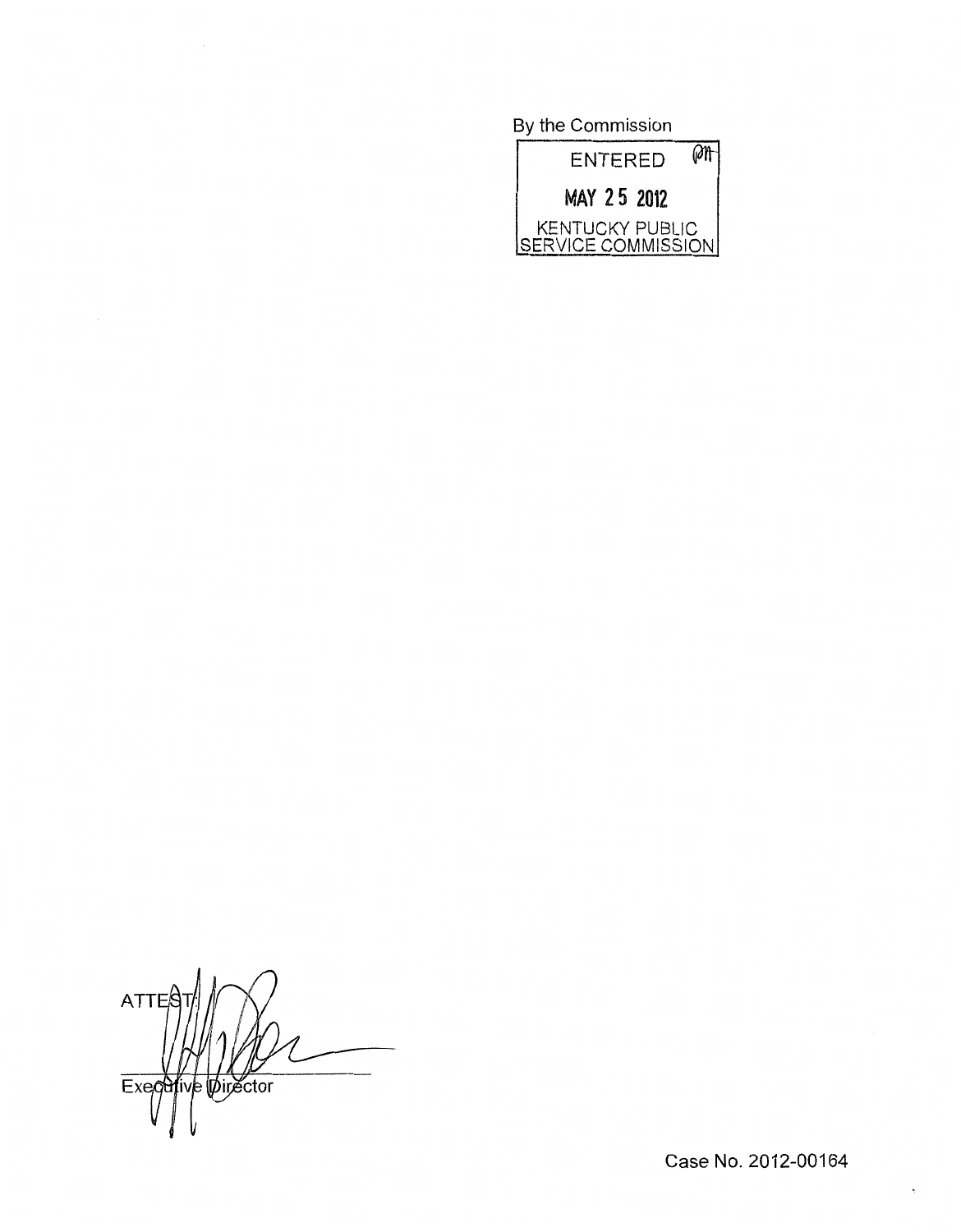By the Commission

ENTERED

MAY 25 2012

KENTUCKY PUBLIC SERVICE COMMISSION

ATTEST:

Executive Director

Case No. 2012-00164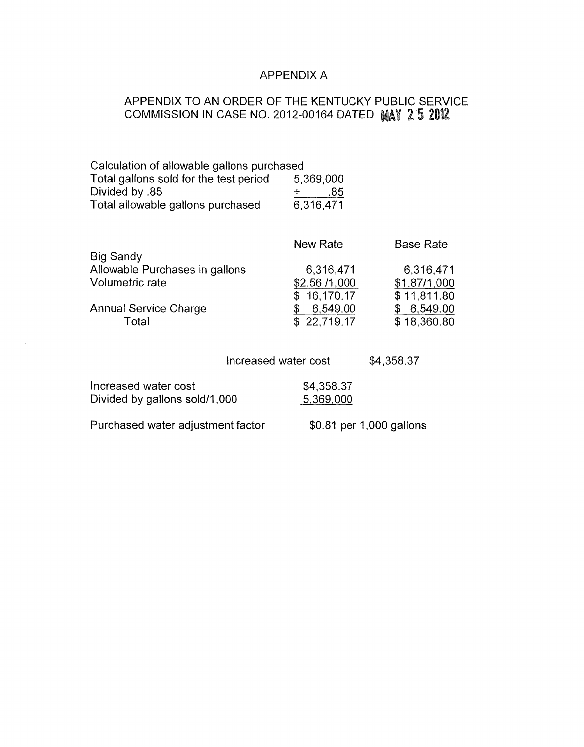# APPENDIX A

## APPENDIX TO AN ORDER OF THE KENTUCKY PUBLIC SERVICE COMMISSION IN CASE NO. 2012-00164 DATED MAY 25 2012

| Calculation of allowable gallons purchased | |
|---|---|
| Total gallons sold for the test period | 5,369,000 |
| Divided by .85 | ÷ .85 |
| Total allowable gallons purchased | 6,316,471 |

| | New Rate | Base Rate |
|---|---|---|
| Big Sandy | | |
| Allowable Purchases in gallons | 6,316,471 | 6,316,471 |
| Volumetric rate | $2.56 /1,000 | $1.87/1,000 |
| | $ 16,170.17 | $ 11,811.80 |
| Annual Service Charge | $ 6,549.00 | $ 6,549.00 |
| Total | $ 22,719.17 | $ 18,360.80 |

Increased water cost $4,358.37

| | |
|---|---|
| Increased water cost | $4,358.37 |
| Divided by gallons sold/1,000 | 5,369,000 |

Purchased water adjustment factor $0.81 per 1,000 gallons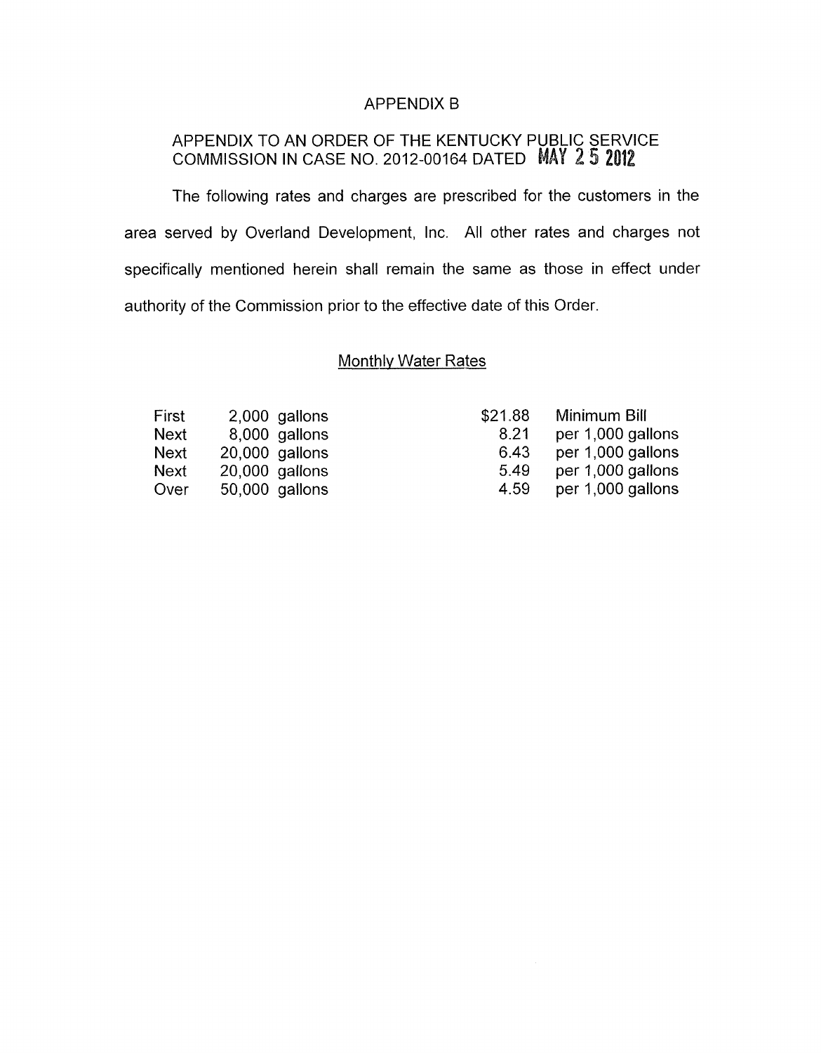# APPENDIX B

## APPENDIX TO AN ORDER OF THE KENTUCKY PUBLIC SERVICE COMMISSION IN CASE NO. 2012-00164 DATED MAY 25 2012

The following rates and charges are prescribed for the customers in the area served by Overland Development, Inc. All other rates and charges not specifically mentioned herein shall remain the same as those in effect under authority of the Commission prior to the effective date of this Order.

### Monthly Water Rates

| | | | |
|---|---|---|---|
| First | 2,000 gallons | $21.88 | Minimum Bill |
| Next | 8,000 gallons | 8.21 | per 1,000 gallons |
| Next | 20,000 gallons | 6.43 | per 1,000 gallons |
| Next | 20,000 gallons | 5.49 | per 1,000 gallons |
| Over | 50,000 gallons | 4.59 | per 1,000 gallons |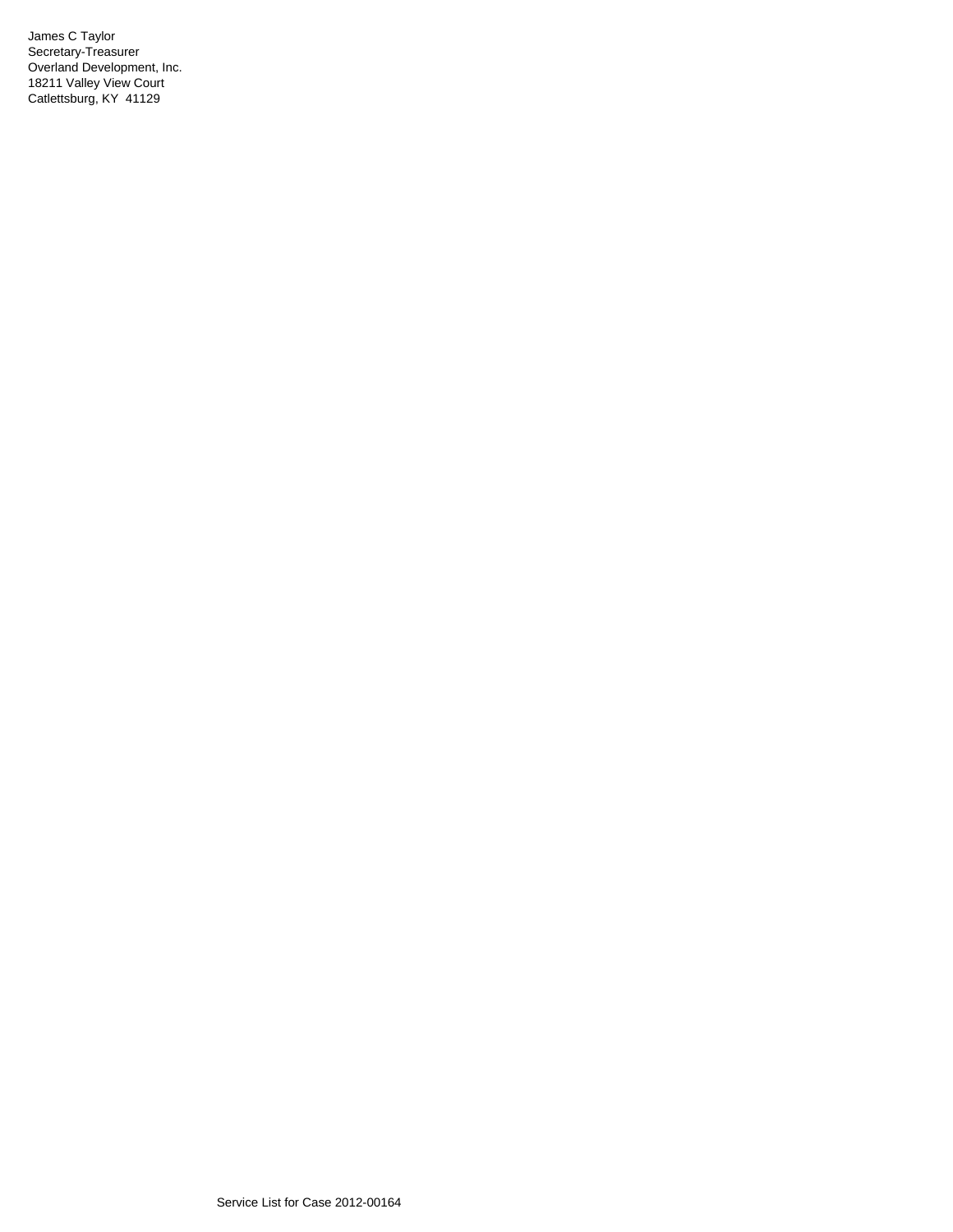James C Taylor
Secretary-Treasurer
Overland Development, Inc.
18211 Valley View Court
Catlettsburg, KY  41129